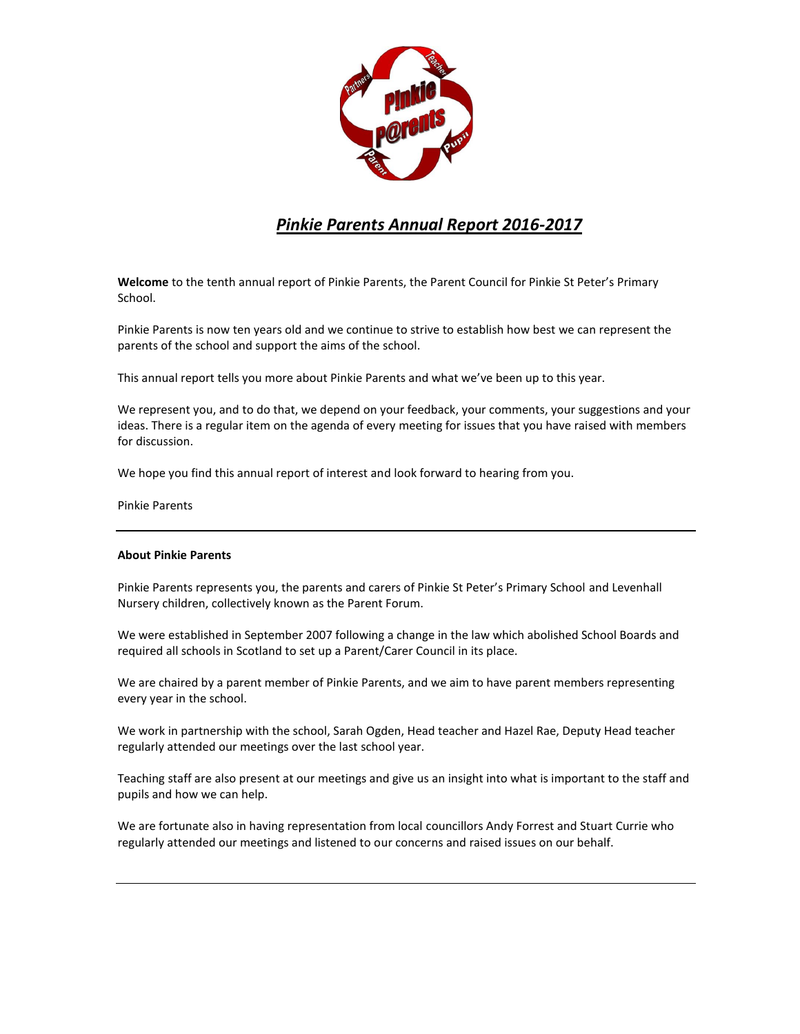# *Pinkie Parents Annual Report 2016-2017*

**Welcome** to the tenth annual report of Pinkie Parents, the Parent Council for Pinkie St Peter's Primary School.

Pinkie Parents is now ten years old and we continue to strive to establish how best we can represent the parents of the school and support the aims of the school.

This annual report tells you more about Pinkie Parents and what we've been up to this year.

We represent you, and to do that, we depend on your feedback, your comments, your suggestions and your ideas. There is a regular item on the agenda of every meeting for issues that you have raised with members for discussion.

We hope you find this annual report of interest and look forward to hearing from you.

Pinkie Parents

---

**About Pinkie Parents**

Pinkie Parents represents you, the parents and carers of Pinkie St Peter's Primary School and Levenhall Nursery children, collectively known as the Parent Forum.

We were established in September 2007 following a change in the law which abolished School Boards and required all schools in Scotland to set up a Parent/Carer Council in its place.

We are chaired by a parent member of Pinkie Parents, and we aim to have parent members representing every year in the school.

We work in partnership with the school, Sarah Ogden, Head teacher and Hazel Rae, Deputy Head teacher regularly attended our meetings over the last school year.

Teaching staff are also present at our meetings and give us an insight into what is important to the staff and pupils and how we can help.

We are fortunate also in having representation from local councillors Andy Forrest and Stuart Currie who regularly attended our meetings and listened to our concerns and raised issues on our behalf.

---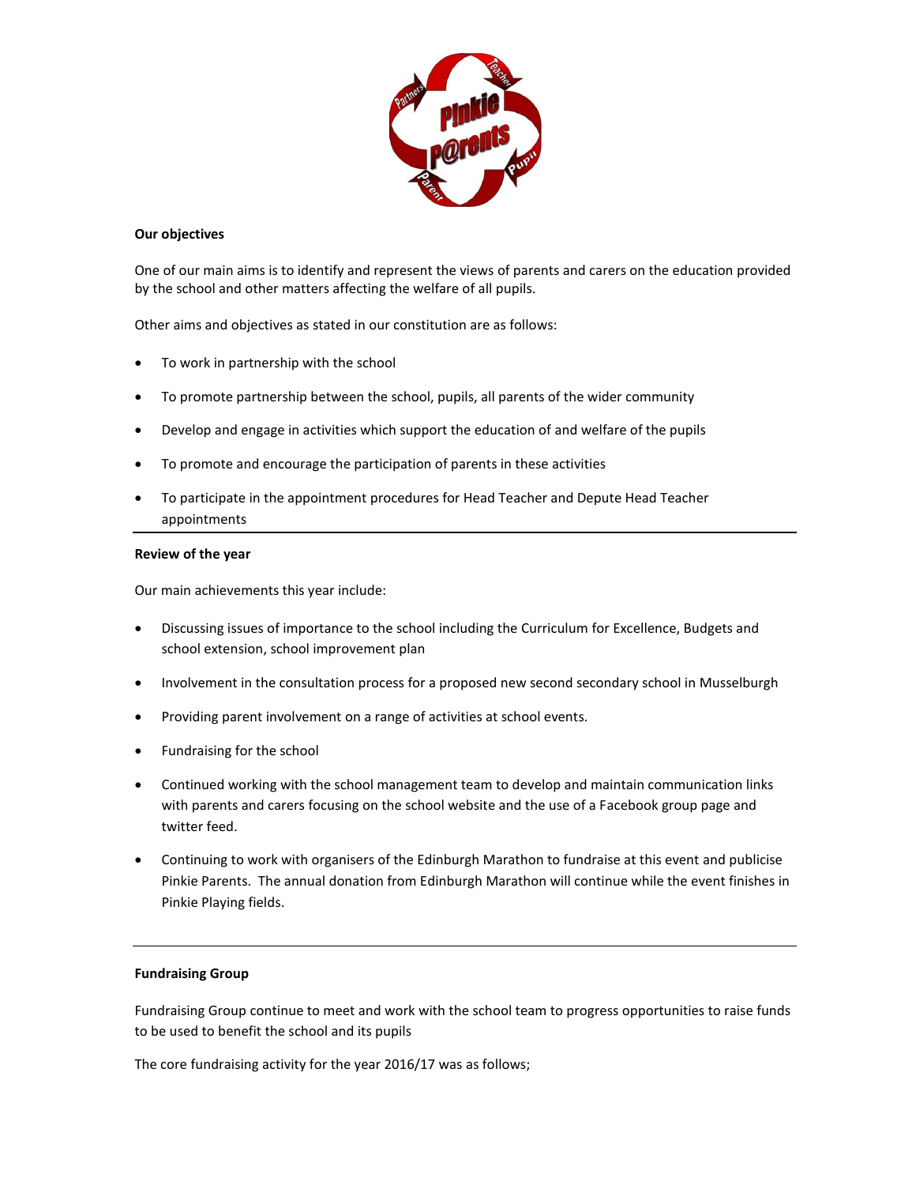**Our objectives**

One of our main aims is to identify and represent the views of parents and carers on the education provided by the school and other matters affecting the welfare of all pupils.

Other aims and objectives as stated in our constitution are as follows:

- To work in partnership with the school
- To promote partnership between the school, pupils, all parents of the wider community
- Develop and engage in activities which support the education of and welfare of the pupils
- To promote and encourage the participation of parents in these activities
- To participate in the appointment procedures for Head Teacher and Depute Head Teacher appointments

---

**Review of the year**

Our main achievements this year include:

- Discussing issues of importance to the school including the Curriculum for Excellence, Budgets and school extension, school improvement plan
- Involvement in the consultation process for a proposed new second secondary school in Musselburgh
- Providing parent involvement on a range of activities at school events.
- Fundraising for the school
- Continued working with the school management team to develop and maintain communication links with parents and carers focusing on the school website and the use of a Facebook group page and twitter feed.
- Continuing to work with organisers of the Edinburgh Marathon to fundraise at this event and publicise Pinkie Parents. The annual donation from Edinburgh Marathon will continue while the event finishes in Pinkie Playing fields.

---

**Fundraising Group**

Fundraising Group continue to meet and work with the school team to progress opportunities to raise funds to be used to benefit the school and its pupils

The core fundraising activity for the year 2016/17 was as follows;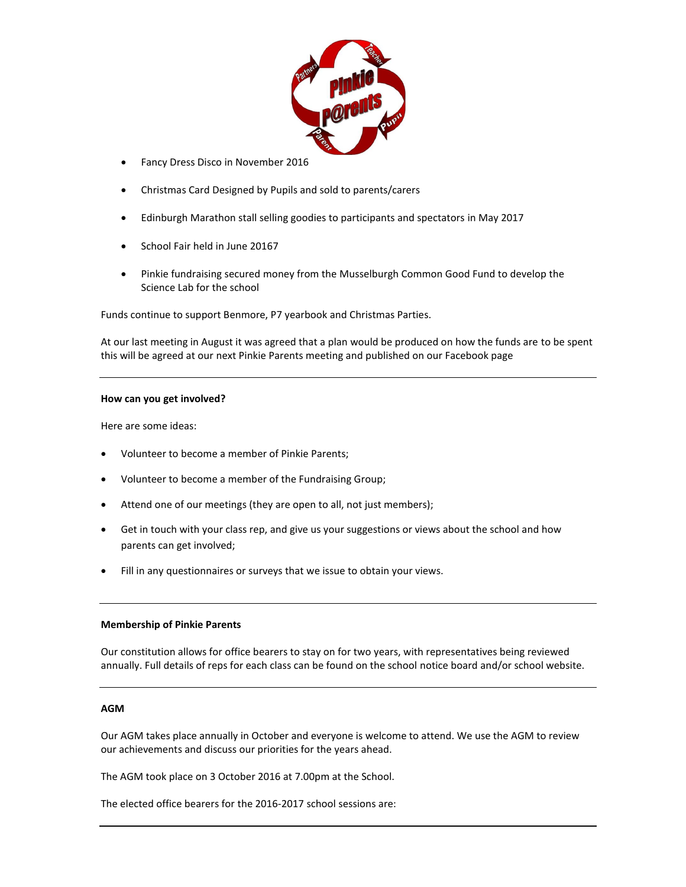- Fancy Dress Disco in November 2016
- Christmas Card Designed by Pupils and sold to parents/carers
- Edinburgh Marathon stall selling goodies to participants and spectators in May 2017
- School Fair held in June 20167
- Pinkie fundraising secured money from the Musselburgh Common Good Fund to develop the Science Lab for the school

Funds continue to support Benmore, P7 yearbook and Christmas Parties.

At our last meeting in August it was agreed that a plan would be produced on how the funds are to be spent this will be agreed at our next Pinkie Parents meeting and published on our Facebook page

---

**How can you get involved?**

Here are some ideas:

- Volunteer to become a member of Pinkie Parents;
- Volunteer to become a member of the Fundraising Group;
- Attend one of our meetings (they are open to all, not just members);
- Get in touch with your class rep, and give us your suggestions or views about the school and how parents can get involved;
- Fill in any questionnaires or surveys that we issue to obtain your views.

---

**Membership of Pinkie Parents**

Our constitution allows for office bearers to stay on for two years, with representatives being reviewed annually. Full details of reps for each class can be found on the school notice board and/or school website.

---

**AGM**

Our AGM takes place annually in October and everyone is welcome to attend. We use the AGM to review our achievements and discuss our priorities for the years ahead.

The AGM took place on 3 October 2016 at 7.00pm at the School.

The elected office bearers for the 2016-2017 school sessions are: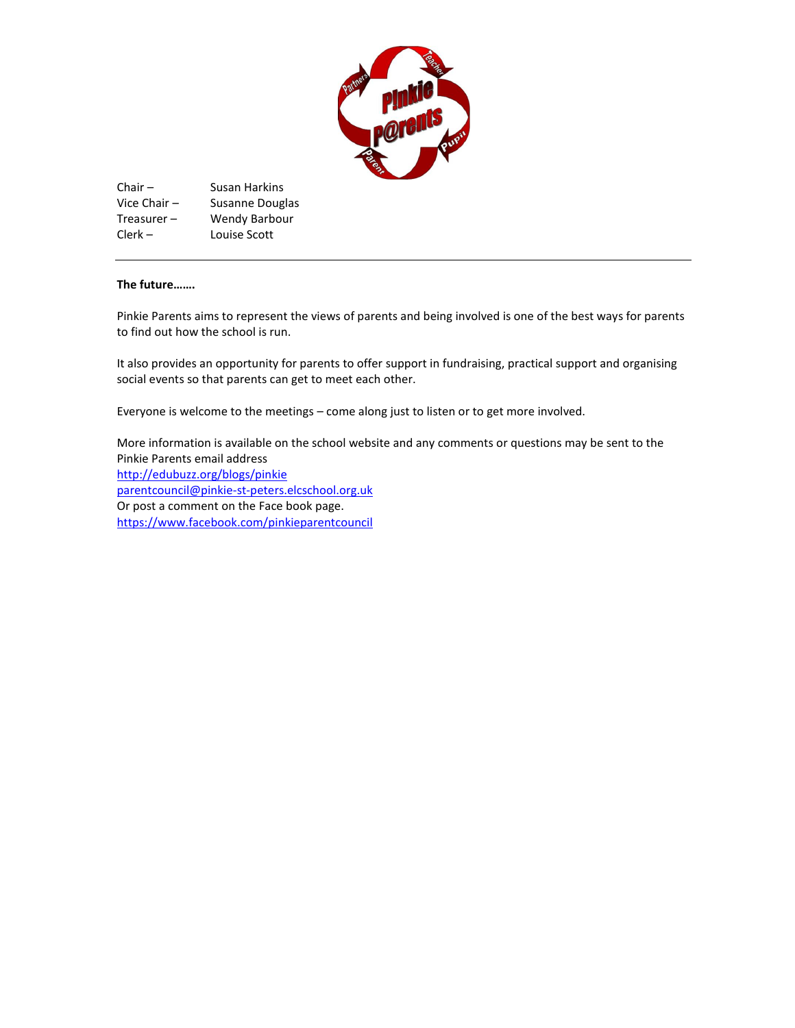Chair – Susan Harkins
Vice Chair – Susanne Douglas
Treasurer – Wendy Barbour
Clerk – Louise Scott

---

**The future…….**

Pinkie Parents aims to represent the views of parents and being involved is one of the best ways for parents to find out how the school is run.

It also provides an opportunity for parents to offer support in fundraising, practical support and organising social events so that parents can get to meet each other.

Everyone is welcome to the meetings – come along just to listen or to get more involved.

More information is available on the school website and any comments or questions may be sent to the Pinkie Parents email address
http://edubuzz.org/blogs/pinkie
parentcouncil@pinkie-st-peters.elcschool.org.uk
Or post a comment on the Face book page.
https://www.facebook.com/pinkieparentcouncil